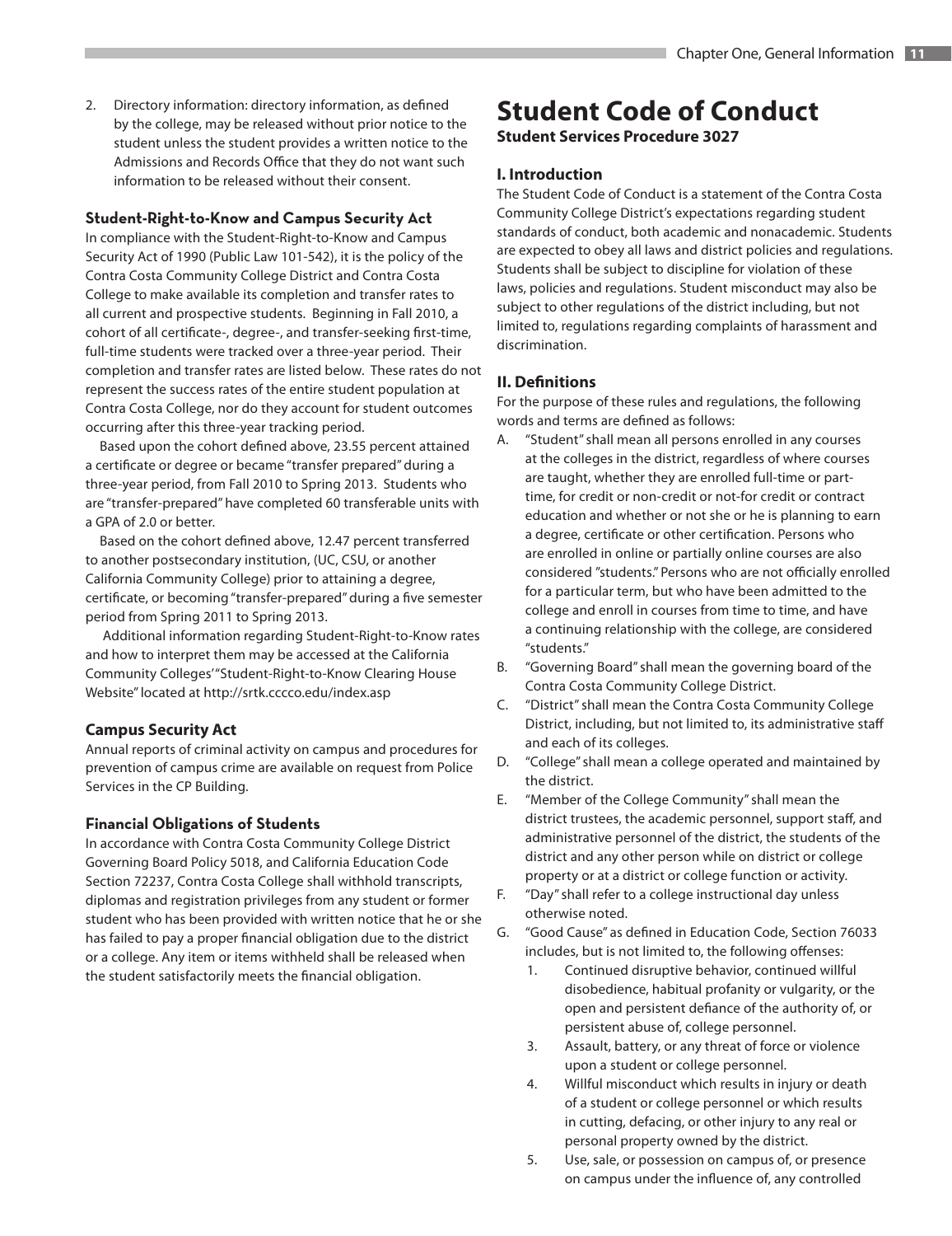2. Directory information: directory information, as defined by the college, may be released without prior notice to the student unless the student provides a written notice to the Admissions and Records Office that they do not want such information to be released without their consent.

### Student-Right-to-Know and Campus Security Act

In compliance with the Student-Right-to-Know and Campus Security Act of 1990 (Public Law 101-542), it is the policy of the Contra Costa Community College District and Contra Costa College to make available its completion and transfer rates to all current and prospective students. Beginning in Fall 2010, a cohort of all certificate-, degree-, and transfer-seeking first-time, full-time students were tracked over a three-year period. Their completion and transfer rates are listed below. These rates do not represent the success rates of the entire student population at Contra Costa College, nor do they account for student outcomes occurring after this three-year tracking period.

Based upon the cohort defined above, 23.55 percent attained a certificate or degree or became "transfer prepared" during a three-year period, from Fall 2010 to Spring 2013. Students who are "transfer-prepared" have completed 60 transferable units with a GPA of 2.0 or better.

Based on the cohort defined above, 12.47 percent transferred to another postsecondary institution, (UC, CSU, or another California Community College) prior to attaining a degree, certificate, or becoming "transfer-prepared" during a five semester period from Spring 2011 to Spring 2013.

Additional information regarding Student-Right-to-Know rates and how to interpret them may be accessed at the California Community Colleges' "Student-Right-to-Know Clearing House Website" located at http://srtk.cccco.edu/index.asp

### Campus Security Act

Annual reports of criminal activity on campus and procedures for prevention of campus crime are available on request from Police Services in the CP Building.

### Financial Obligations of Students

In accordance with Contra Costa Community College District Governing Board Policy 5018, and California Education Code Section 72237, Contra Costa College shall withhold transcripts, diplomas and registration privileges from any student or former student who has been provided with written notice that he or she has failed to pay a proper financial obligation due to the district or a college. Any item or items withheld shall be released when the student satisfactorily meets the financial obligation.

# Student Code of Conduct

**Student Services Procedure 3027**

### I. Introduction

The Student Code of Conduct is a statement of the Contra Costa Community College District's expectations regarding student standards of conduct, both academic and nonacademic. Students are expected to obey all laws and district policies and regulations. Students shall be subject to discipline for violation of these laws, policies and regulations. Student misconduct may also be subject to other regulations of the district including, but not limited to, regulations regarding complaints of harassment and discrimination.

### II. Definitions

For the purpose of these rules and regulations, the following words and terms are defined as follows:

A. "Student" shall mean all persons enrolled in any courses at the colleges in the district, regardless of where courses are taught, whether they are enrolled full-time or part-time, for credit or non-credit or not-for credit or contract education and whether or not she or he is planning to earn a degree, certificate or other certification. Persons who are enrolled in online or partially online courses are also considered "students." Persons who are not officially enrolled for a particular term, but who have been admitted to the college and enroll in courses from time to time, and have a continuing relationship with the college, are considered "students."

B. "Governing Board" shall mean the governing board of the Contra Costa Community College District.

C. "District" shall mean the Contra Costa Community College District, including, but not limited to, its administrative staff and each of its colleges.

D. "College" shall mean a college operated and maintained by the district.

E. "Member of the College Community" shall mean the district trustees, the academic personnel, support staff, and administrative personnel of the district, the students of the district and any other person while on district or college property or at a district or college function or activity.

F. "Day" shall refer to a college instructional day unless otherwise noted.

G. "Good Cause" as defined in Education Code, Section 76033 includes, but is not limited to, the following offenses:

   1. Continued disruptive behavior, continued willful disobedience, habitual profanity or vulgarity, or the open and persistent defiance of the authority of, or persistent abuse of, college personnel.

   3. Assault, battery, or any threat of force or violence upon a student or college personnel.

   4. Willful misconduct which results in injury or death of a student or college personnel or which results in cutting, defacing, or other injury to any real or personal property owned by the district.

   5. Use, sale, or possession on campus of, or presence on campus under the influence of, any controlled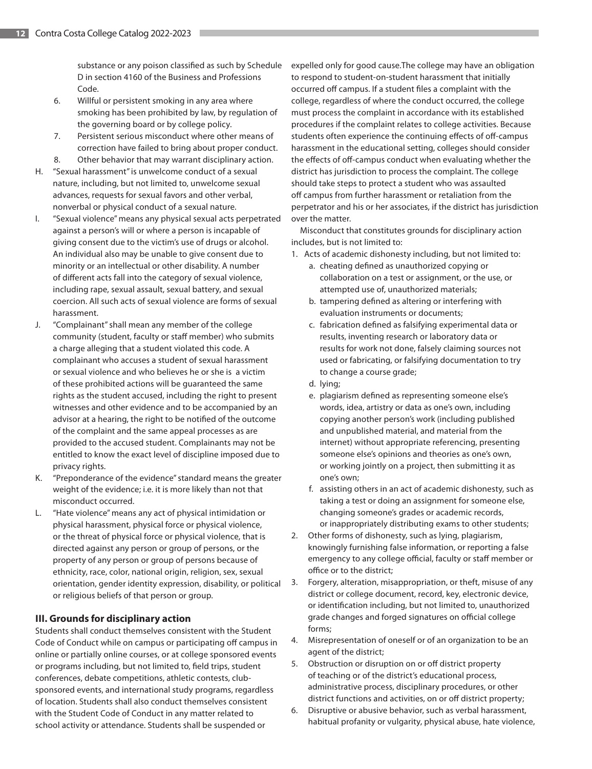substance or any poison classified as such by Schedule D in section 4160 of the Business and Professions Code.

6. Willful or persistent smoking in any area where smoking has been prohibited by law, by regulation of the governing board or by college policy.
7. Persistent serious misconduct where other means of correction have failed to bring about proper conduct.
8. Other behavior that may warrant disciplinary action.

H. "Sexual harassment" is unwelcome conduct of a sexual nature, including, but not limited to, unwelcome sexual advances, requests for sexual favors and other verbal, nonverbal or physical conduct of a sexual nature.

I. "Sexual violence" means any physical sexual acts perpetrated against a person's will or where a person is incapable of giving consent due to the victim's use of drugs or alcohol. An individual also may be unable to give consent due to minority or an intellectual or other disability. A number of different acts fall into the category of sexual violence, including rape, sexual assault, sexual battery, and sexual coercion. All such acts of sexual violence are forms of sexual harassment.

J. "Complainant" shall mean any member of the college community (student, faculty or staff member) who submits a charge alleging that a student violated this code. A complainant who accuses a student of sexual harassment or sexual violence and who believes he or she is a victim of these prohibited actions will be guaranteed the same rights as the student accused, including the right to present witnesses and other evidence and to be accompanied by an advisor at a hearing, the right to be notified of the outcome of the complaint and the same appeal processes as are provided to the accused student. Complainants may not be entitled to know the exact level of discipline imposed due to privacy rights.

K. "Preponderance of the evidence" standard means the greater weight of the evidence; i.e. it is more likely than not that misconduct occurred.

L. "Hate violence" means any act of physical intimidation or physical harassment, physical force or physical violence, or the threat of physical force or physical violence, that is directed against any person or group of persons, or the property of any person or group of persons because of ethnicity, race, color, national origin, religion, sex, sexual orientation, gender identity expression, disability, or political or religious beliefs of that person or group.

### III. Grounds for disciplinary action

Students shall conduct themselves consistent with the Student Code of Conduct while on campus or participating off campus in online or partially online courses, or at college sponsored events or programs including, but not limited to, field trips, student conferences, debate competitions, athletic contests, club-sponsored events, and international study programs, regardless of location. Students shall also conduct themselves consistent with the Student Code of Conduct in any matter related to school activity or attendance. Students shall be suspended or expelled only for good cause.The college may have an obligation to respond to student-on-student harassment that initially occurred off campus. If a student files a complaint with the college, regardless of where the conduct occurred, the college must process the complaint in accordance with its established procedures if the complaint relates to college activities. Because students often experience the continuing effects of off-campus harassment in the educational setting, colleges should consider the effects of off-campus conduct when evaluating whether the district has jurisdiction to process the complaint. The college should take steps to protect a student who was assaulted off campus from further harassment or retaliation from the perpetrator and his or her associates, if the district has jurisdiction over the matter.

Misconduct that constitutes grounds for disciplinary action includes, but is not limited to:

1. Acts of academic dishonesty including, but not limited to:
   a. cheating defined as unauthorized copying or collaboration on a test or assignment, or the use, or attempted use of, unauthorized materials;
   b. tampering defined as altering or interfering with evaluation instruments or documents;
   c. fabrication defined as falsifying experimental data or results, inventing research or laboratory data or results for work not done, falsely claiming sources not used or fabricating, or falsifying documentation to try to change a course grade;
   d. lying;
   e. plagiarism defined as representing someone else's words, idea, artistry or data as one's own, including copying another person's work (including published and unpublished material, and material from the internet) without appropriate referencing, presenting someone else's opinions and theories as one's own, or working jointly on a project, then submitting it as one's own;
   f. assisting others in an act of academic dishonesty, such as taking a test or doing an assignment for someone else, changing someone's grades or academic records, or inappropriately distributing exams to other students;
2. Other forms of dishonesty, such as lying, plagiarism, knowingly furnishing false information, or reporting a false emergency to any college official, faculty or staff member or office or to the district;
3. Forgery, alteration, misappropriation, or theft, misuse of any district or college document, record, key, electronic device, or identification including, but not limited to, unauthorized grade changes and forged signatures on official college forms;
4. Misrepresentation of oneself or of an organization to be an agent of the district;
5. Obstruction or disruption on or off district property of teaching or of the district's educational process, administrative process, disciplinary procedures, or other district functions and activities, on or off district property;
6. Disruptive or abusive behavior, such as verbal harassment, habitual profanity or vulgarity, physical abuse, hate violence,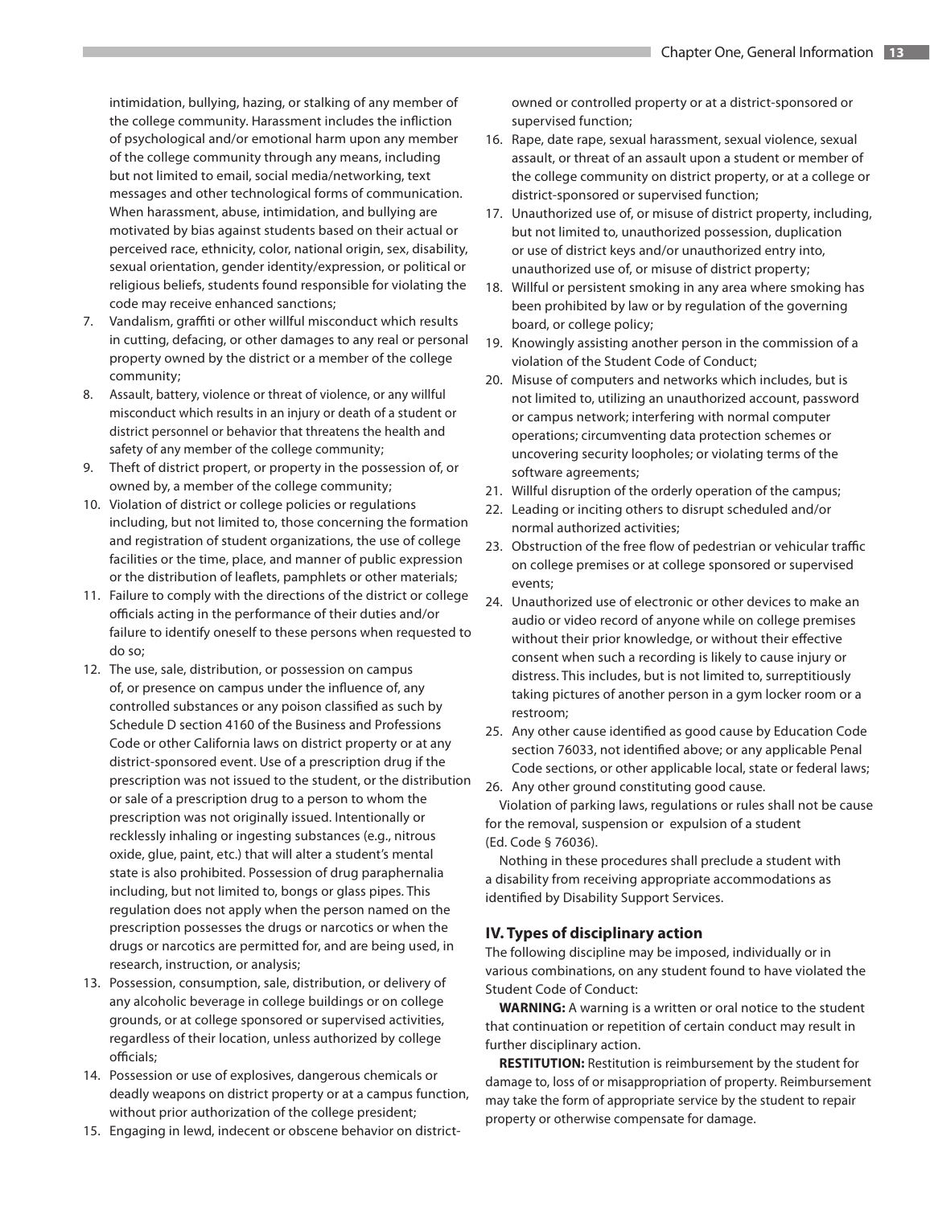intimidation, bullying, hazing, or stalking of any member of the college community. Harassment includes the infliction of psychological and/or emotional harm upon any member of the college community through any means, including but not limited to email, social media/networking, text messages and other technological forms of communication. When harassment, abuse, intimidation, and bullying are motivated by bias against students based on their actual or perceived race, ethnicity, color, national origin, sex, disability, sexual orientation, gender identity/expression, or political or religious beliefs, students found responsible for violating the code may receive enhanced sanctions;

7. Vandalism, graffiti or other willful misconduct which results in cutting, defacing, or other damages to any real or personal property owned by the district or a member of the college community;
8. Assault, battery, violence or threat of violence, or any willful misconduct which results in an injury or death of a student or district personnel or behavior that threatens the health and safety of any member of the college community;
9. Theft of district propert, or property in the possession of, or owned by, a member of the college community;
10. Violation of district or college policies or regulations including, but not limited to, those concerning the formation and registration of student organizations, the use of college facilities or the time, place, and manner of public expression or the distribution of leaflets, pamphlets or other materials;
11. Failure to comply with the directions of the district or college officials acting in the performance of their duties and/or failure to identify oneself to these persons when requested to do so;
12. The use, sale, distribution, or possession on campus of, or presence on campus under the influence of, any controlled substances or any poison classified as such by Schedule D section 4160 of the Business and Professions Code or other California laws on district property or at any district-sponsored event. Use of a prescription drug if the prescription was not issued to the student, or the distribution or sale of a prescription drug to a person to whom the prescription was not originally issued. Intentionally or recklessly inhaling or ingesting substances (e.g., nitrous oxide, glue, paint, etc.) that will alter a student's mental state is also prohibited. Possession of drug paraphernalia including, but not limited to, bongs or glass pipes. This regulation does not apply when the person named on the prescription possesses the drugs or narcotics or when the drugs or narcotics are permitted for, and are being used, in research, instruction, or analysis;
13. Possession, consumption, sale, distribution, or delivery of any alcoholic beverage in college buildings or on college grounds, or at college sponsored or supervised activities, regardless of their location, unless authorized by college officials;
14. Possession or use of explosives, dangerous chemicals or deadly weapons on district property or at a campus function, without prior authorization of the college president;
15. Engaging in lewd, indecent or obscene behavior on district-owned or controlled property or at a district-sponsored or supervised function;
16. Rape, date rape, sexual harassment, sexual violence, sexual assault, or threat of an assault upon a student or member of the college community on district property, or at a college or district-sponsored or supervised function;
17. Unauthorized use of, or misuse of district property, including, but not limited to, unauthorized possession, duplication or use of district keys and/or unauthorized entry into, unauthorized use of, or misuse of district property;
18. Willful or persistent smoking in any area where smoking has been prohibited by law or by regulation of the governing board, or college policy;
19. Knowingly assisting another person in the commission of a violation of the Student Code of Conduct;
20. Misuse of computers and networks which includes, but is not limited to, utilizing an unauthorized account, password or campus network; interfering with normal computer operations; circumventing data protection schemes or uncovering security loopholes; or violating terms of the software agreements;
21. Willful disruption of the orderly operation of the campus;
22. Leading or inciting others to disrupt scheduled and/or normal authorized activities;
23. Obstruction of the free flow of pedestrian or vehicular traffic on college premises or at college sponsored or supervised events;
24. Unauthorized use of electronic or other devices to make an audio or video record of anyone while on college premises without their prior knowledge, or without their effective consent when such a recording is likely to cause injury or distress. This includes, but is not limited to, surreptitiously taking pictures of another person in a gym locker room or a restroom;
25. Any other cause identified as good cause by Education Code section 76033, not identified above; or any applicable Penal Code sections, or other applicable local, state or federal laws;
26. Any other ground constituting good cause.

Violation of parking laws, regulations or rules shall not be cause for the removal, suspension or expulsion of a student (Ed. Code § 76036).

Nothing in these procedures shall preclude a student with a disability from receiving appropriate accommodations as identified by Disability Support Services.

### IV. Types of disciplinary action

The following discipline may be imposed, individually or in various combinations, on any student found to have violated the Student Code of Conduct:

**WARNING:** A warning is a written or oral notice to the student that continuation or repetition of certain conduct may result in further disciplinary action.

**RESTITUTION:** Restitution is reimbursement by the student for damage to, loss of or misappropriation of property. Reimbursement may take the form of appropriate service by the student to repair property or otherwise compensate for damage.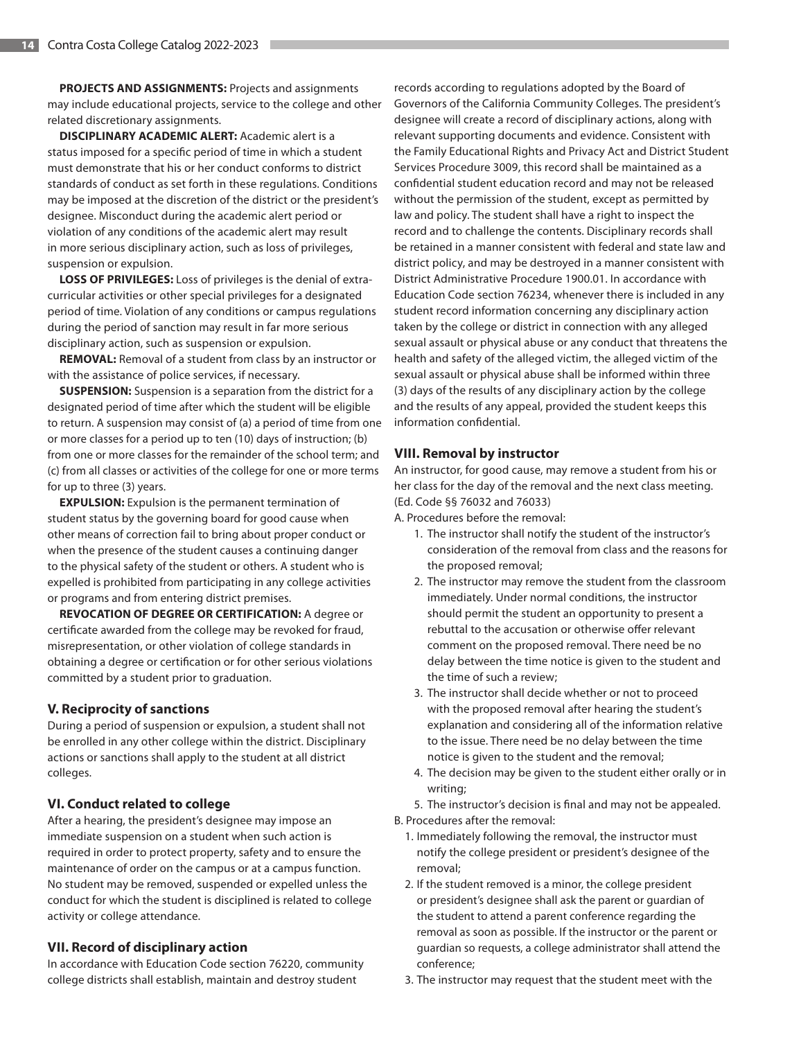**PROJECTS AND ASSIGNMENTS:** Projects and assignments may include educational projects, service to the college and other related discretionary assignments.

**DISCIPLINARY ACADEMIC ALERT:** Academic alert is a status imposed for a specific period of time in which a student must demonstrate that his or her conduct conforms to district standards of conduct as set forth in these regulations. Conditions may be imposed at the discretion of the district or the president's designee. Misconduct during the academic alert period or violation of any conditions of the academic alert may result in more serious disciplinary action, such as loss of privileges, suspension or expulsion.

**LOSS OF PRIVILEGES:** Loss of privileges is the denial of extra-curricular activities or other special privileges for a designated period of time. Violation of any conditions or campus regulations during the period of sanction may result in far more serious disciplinary action, such as suspension or expulsion.

**REMOVAL:** Removal of a student from class by an instructor or with the assistance of police services, if necessary.

**SUSPENSION:** Suspension is a separation from the district for a designated period of time after which the student will be eligible to return. A suspension may consist of (a) a period of time from one or more classes for a period up to ten (10) days of instruction; (b) from one or more classes for the remainder of the school term; and (c) from all classes or activities of the college for one or more terms for up to three (3) years.

**EXPULSION:** Expulsion is the permanent termination of student status by the governing board for good cause when other means of correction fail to bring about proper conduct or when the presence of the student causes a continuing danger to the physical safety of the student or others. A student who is expelled is prohibited from participating in any college activities or programs and from entering district premises.

**REVOCATION OF DEGREE OR CERTIFICATION:** A degree or certificate awarded from the college may be revoked for fraud, misrepresentation, or other violation of college standards in obtaining a degree or certification or for other serious violations committed by a student prior to graduation.

### V. Reciprocity of sanctions

During a period of suspension or expulsion, a student shall not be enrolled in any other college within the district. Disciplinary actions or sanctions shall apply to the student at all district colleges.

### VI. Conduct related to college

After a hearing, the president's designee may impose an immediate suspension on a student when such action is required in order to protect property, safety and to ensure the maintenance of order on the campus or at a campus function. No student may be removed, suspended or expelled unless the conduct for which the student is disciplined is related to college activity or college attendance.

### VII. Record of disciplinary action

In accordance with Education Code section 76220, community college districts shall establish, maintain and destroy student records according to regulations adopted by the Board of Governors of the California Community Colleges. The president's designee will create a record of disciplinary actions, along with relevant supporting documents and evidence. Consistent with the Family Educational Rights and Privacy Act and District Student Services Procedure 3009, this record shall be maintained as a confidential student education record and may not be released without the permission of the student, except as permitted by law and policy. The student shall have a right to inspect the record and to challenge the contents. Disciplinary records shall be retained in a manner consistent with federal and state law and district policy, and may be destroyed in a manner consistent with District Administrative Procedure 1900.01. In accordance with Education Code section 76234, whenever there is included in any student record information concerning any disciplinary action taken by the college or district in connection with any alleged sexual assault or physical abuse or any conduct that threatens the health and safety of the alleged victim, the alleged victim of the sexual assault or physical abuse shall be informed within three (3) days of the results of any disciplinary action by the college and the results of any appeal, provided the student keeps this information confidential.

### VIII. Removal by instructor

An instructor, for good cause, may remove a student from his or her class for the day of the removal and the next class meeting. (Ed. Code §§ 76032 and 76033)

A. Procedures before the removal:

1. The instructor shall notify the student of the instructor's consideration of the removal from class and the reasons for the proposed removal;
2. The instructor may remove the student from the classroom immediately. Under normal conditions, the instructor should permit the student an opportunity to present a rebuttal to the accusation or otherwise offer relevant comment on the proposed removal. There need be no delay between the time notice is given to the student and the time of such a review;
3. The instructor shall decide whether or not to proceed with the proposed removal after hearing the student's explanation and considering all of the information relative to the issue. There need be no delay between the time notice is given to the student and the removal;
4. The decision may be given to the student either orally or in writing;
5. The instructor's decision is final and may not be appealed.

B. Procedures after the removal:

1. Immediately following the removal, the instructor must notify the college president or president's designee of the removal;
2. If the student removed is a minor, the college president or president's designee shall ask the parent or guardian of the student to attend a parent conference regarding the removal as soon as possible. If the instructor or the parent or guardian so requests, a college administrator shall attend the conference;
3. The instructor may request that the student meet with the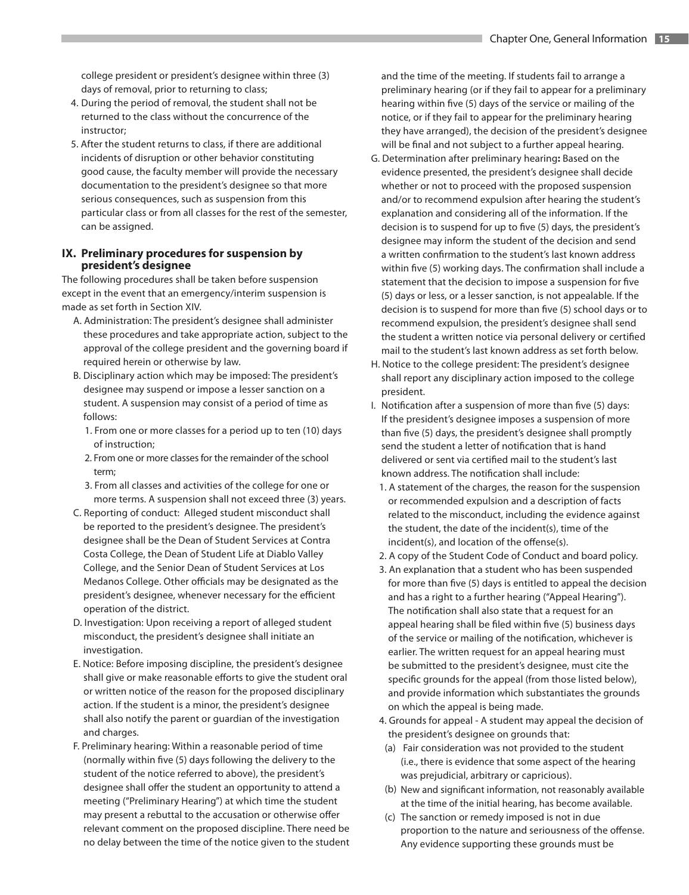college president or president's designee within three (3) days of removal, prior to returning to class;

4. During the period of removal, the student shall not be returned to the class without the concurrence of the instructor;
5. After the student returns to class, if there are additional incidents of disruption or other behavior constituting good cause, the faculty member will provide the necessary documentation to the president's designee so that more serious consequences, such as suspension from this particular class or from all classes for the rest of the semester, can be assigned.

## IX. Preliminary procedures for suspension by president's designee

The following procedures shall be taken before suspension except in the event that an emergency/interim suspension is made as set forth in Section XIV.

A. Administration: The president's designee shall administer these procedures and take appropriate action, subject to the approval of the college president and the governing board if required herein or otherwise by law.

B. Disciplinary action which may be imposed: The president's designee may suspend or impose a lesser sanction on a student. A suspension may consist of a period of time as follows:

1. From one or more classes for a period up to ten (10) days of instruction;
2. From one or more classes for the remainder of the school term;
3. From all classes and activities of the college for one or more terms. A suspension shall not exceed three (3) years.

C. Reporting of conduct: Alleged student misconduct shall be reported to the president's designee. The president's designee shall be the Dean of Student Services at Contra Costa College, the Dean of Student Life at Diablo Valley College, and the Senior Dean of Student Services at Los Medanos College. Other officials may be designated as the president's designee, whenever necessary for the efficient operation of the district.

D. Investigation: Upon receiving a report of alleged student misconduct, the president's designee shall initiate an investigation.

E. Notice: Before imposing discipline, the president's designee shall give or make reasonable efforts to give the student oral or written notice of the reason for the proposed disciplinary action. If the student is a minor, the president's designee shall also notify the parent or guardian of the investigation and charges.

F. Preliminary hearing: Within a reasonable period of time (normally within five (5) days following the delivery to the student of the notice referred to above), the president's designee shall offer the student an opportunity to attend a meeting ("Preliminary Hearing") at which time the student may present a rebuttal to the accusation or otherwise offer relevant comment on the proposed discipline. There need be no delay between the time of the notice given to the student and the time of the meeting. If students fail to arrange a preliminary hearing (or if they fail to appear for a preliminary hearing within five (5) days of the service or mailing of the notice, or if they fail to appear for the preliminary hearing they have arranged), the decision of the president's designee will be final and not subject to a further appeal hearing.

G. Determination after preliminary hearing**:** Based on the evidence presented, the president's designee shall decide whether or not to proceed with the proposed suspension and/or to recommend expulsion after hearing the student's explanation and considering all of the information. If the decision is to suspend for up to five (5) days, the president's designee may inform the student of the decision and send a written confirmation to the student's last known address within five (5) working days. The confirmation shall include a statement that the decision to impose a suspension for five (5) days or less, or a lesser sanction, is not appealable. If the decision is to suspend for more than five (5) school days or to recommend expulsion, the president's designee shall send the student a written notice via personal delivery or certified mail to the student's last known address as set forth below.

H. Notice to the college president: The president's designee shall report any disciplinary action imposed to the college president.

I. Notification after a suspension of more than five (5) days: If the president's designee imposes a suspension of more than five (5) days, the president's designee shall promptly send the student a letter of notification that is hand delivered or sent via certified mail to the student's last known address. The notification shall include:

1. A statement of the charges, the reason for the suspension or recommended expulsion and a description of facts related to the misconduct, including the evidence against the student, the date of the incident(s), time of the incident(s), and location of the offense(s).
2. A copy of the Student Code of Conduct and board policy.
3. An explanation that a student who has been suspended for more than five (5) days is entitled to appeal the decision and has a right to a further hearing ("Appeal Hearing"). The notification shall also state that a request for an appeal hearing shall be filed within five (5) business days of the service or mailing of the notification, whichever is earlier. The written request for an appeal hearing must be submitted to the president's designee, must cite the specific grounds for the appeal (from those listed below), and provide information which substantiates the grounds on which the appeal is being made.
4. Grounds for appeal - A student may appeal the decision of the president's designee on grounds that:
   (a) Fair consideration was not provided to the student (i.e., there is evidence that some aspect of the hearing was prejudicial, arbitrary or capricious).
   (b) New and significant information, not reasonably available at the time of the initial hearing, has become available.
   (c) The sanction or remedy imposed is not in due proportion to the nature and seriousness of the offense. Any evidence supporting these grounds must be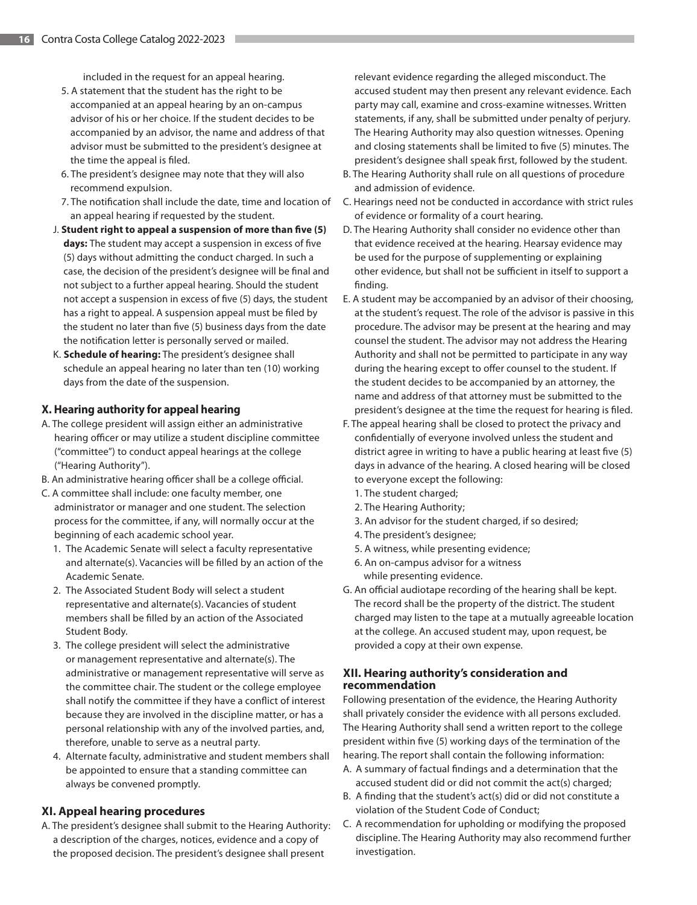included in the request for an appeal hearing.

5. A statement that the student has the right to be accompanied at an appeal hearing by an on-campus advisor of his or her choice. If the student decides to be accompanied by an advisor, the name and address of that advisor must be submitted to the president's designee at the time the appeal is filed.
6. The president's designee may note that they will also recommend expulsion.
7. The notification shall include the date, time and location of an appeal hearing if requested by the student.

J. **Student right to appeal a suspension of more than five (5) days:** The student may accept a suspension in excess of five (5) days without admitting the conduct charged. In such a case, the decision of the president's designee will be final and not subject to a further appeal hearing. Should the student not accept a suspension in excess of five (5) days, the student has a right to appeal. A suspension appeal must be filed by the student no later than five (5) business days from the date the notification letter is personally served or mailed.

K. **Schedule of hearing:** The president's designee shall schedule an appeal hearing no later than ten (10) working days from the date of the suspension.

### X. Hearing authority for appeal hearing

A. The college president will assign either an administrative hearing officer or may utilize a student discipline committee ("committee") to conduct appeal hearings at the college ("Hearing Authority").

B. An administrative hearing officer shall be a college official.

C. A committee shall include: one faculty member, one administrator or manager and one student. The selection process for the committee, if any, will normally occur at the beginning of each academic school year.

1. The Academic Senate will select a faculty representative and alternate(s). Vacancies will be filled by an action of the Academic Senate.
2. The Associated Student Body will select a student representative and alternate(s). Vacancies of student members shall be filled by an action of the Associated Student Body.
3. The college president will select the administrative or management representative and alternate(s). The administrative or management representative will serve as the committee chair. The student or the college employee shall notify the committee if they have a conflict of interest because they are involved in the discipline matter, or has a personal relationship with any of the involved parties, and, therefore, unable to serve as a neutral party.
4. Alternate faculty, administrative and student members shall be appointed to ensure that a standing committee can always be convened promptly.

### XI. Appeal hearing procedures

A. The president's designee shall submit to the Hearing Authority: a description of the charges, notices, evidence and a copy of the proposed decision. The president's designee shall present relevant evidence regarding the alleged misconduct. The accused student may then present any relevant evidence. Each party may call, examine and cross-examine witnesses. Written statements, if any, shall be submitted under penalty of perjury. The Hearing Authority may also question witnesses. Opening and closing statements shall be limited to five (5) minutes. The president's designee shall speak first, followed by the student.

B. The Hearing Authority shall rule on all questions of procedure and admission of evidence.

C. Hearings need not be conducted in accordance with strict rules of evidence or formality of a court hearing.

D. The Hearing Authority shall consider no evidence other than that evidence received at the hearing. Hearsay evidence may be used for the purpose of supplementing or explaining other evidence, but shall not be sufficient in itself to support a finding.

E. A student may be accompanied by an advisor of their choosing, at the student's request. The role of the advisor is passive in this procedure. The advisor may be present at the hearing and may counsel the student. The advisor may not address the Hearing Authority and shall not be permitted to participate in any way during the hearing except to offer counsel to the student. If the student decides to be accompanied by an attorney, the name and address of that attorney must be submitted to the president's designee at the time the request for hearing is filed.

F. The appeal hearing shall be closed to protect the privacy and confidentially of everyone involved unless the student and district agree in writing to have a public hearing at least five (5) days in advance of the hearing. A closed hearing will be closed to everyone except the following:

1. The student charged;
2. The Hearing Authority;
3. An advisor for the student charged, if so desired;
4. The president's designee;
5. A witness, while presenting evidence;
6. An on-campus advisor for a witness while presenting evidence.

G. An official audiotape recording of the hearing shall be kept. The record shall be the property of the district. The student charged may listen to the tape at a mutually agreeable location at the college. An accused student may, upon request, be provided a copy at their own expense.

### XII. Hearing authority's consideration and recommendation

Following presentation of the evidence, the Hearing Authority shall privately consider the evidence with all persons excluded. The Hearing Authority shall send a written report to the college president within five (5) working days of the termination of the hearing. The report shall contain the following information:

A. A summary of factual findings and a determination that the accused student did or did not commit the act(s) charged;

B. A finding that the student's act(s) did or did not constitute a violation of the Student Code of Conduct;

C. A recommendation for upholding or modifying the proposed discipline. The Hearing Authority may also recommend further investigation.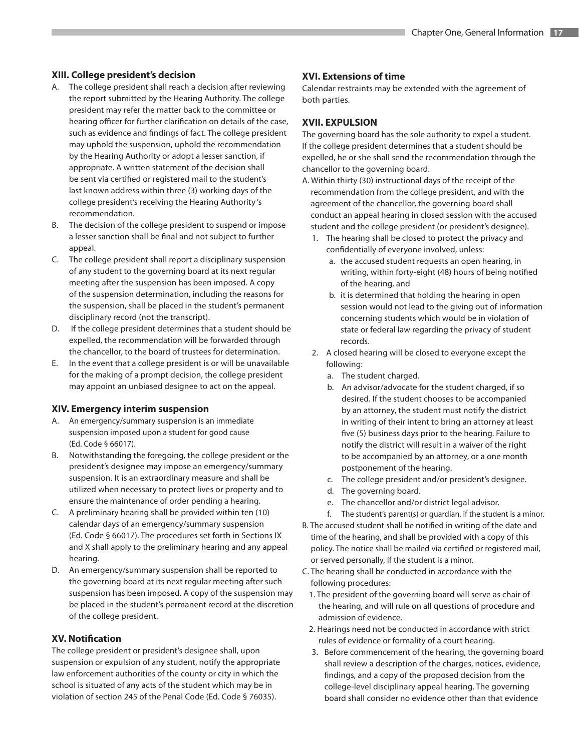### XIII. College president's decision

A. The college president shall reach a decision after reviewing the report submitted by the Hearing Authority. The college president may refer the matter back to the committee or hearing officer for further clarification on details of the case, such as evidence and findings of fact. The college president may uphold the suspension, uphold the recommendation by the Hearing Authority or adopt a lesser sanction, if appropriate. A written statement of the decision shall be sent via certified or registered mail to the student's last known address within three (3) working days of the college president's receiving the Hearing Authority 's recommendation.

B. The decision of the college president to suspend or impose a lesser sanction shall be final and not subject to further appeal.

C. The college president shall report a disciplinary suspension of any student to the governing board at its next regular meeting after the suspension has been imposed. A copy of the suspension determination, including the reasons for the suspension, shall be placed in the student's permanent disciplinary record (not the transcript).

D. If the college president determines that a student should be expelled, the recommendation will be forwarded through the chancellor, to the board of trustees for determination.

E. In the event that a college president is or will be unavailable for the making of a prompt decision, the college president may appoint an unbiased designee to act on the appeal.

### XIV. Emergency interim suspension

A. An emergency/summary suspension is an immediate suspension imposed upon a student for good cause (Ed. Code § 66017).

B. Notwithstanding the foregoing, the college president or the president's designee may impose an emergency/summary suspension. It is an extraordinary measure and shall be utilized when necessary to protect lives or property and to ensure the maintenance of order pending a hearing.

C. A preliminary hearing shall be provided within ten (10) calendar days of an emergency/summary suspension (Ed. Code § 66017). The procedures set forth in Sections IX and X shall apply to the preliminary hearing and any appeal hearing.

D. An emergency/summary suspension shall be reported to the governing board at its next regular meeting after such suspension has been imposed. A copy of the suspension may be placed in the student's permanent record at the discretion of the college president.

### XV. Notification

The college president or president's designee shall, upon suspension or expulsion of any student, notify the appropriate law enforcement authorities of the county or city in which the school is situated of any acts of the student which may be in violation of section 245 of the Penal Code (Ed. Code § 76035).

### XVI. Extensions of time

Calendar restraints may be extended with the agreement of both parties.

### XVII. EXPULSION

The governing board has the sole authority to expel a student. If the college president determines that a student should be expelled, he or she shall send the recommendation through the chancellor to the governing board.

A. Within thirty (30) instructional days of the receipt of the recommendation from the college president, and with the agreement of the chancellor, the governing board shall conduct an appeal hearing in closed session with the accused student and the college president (or president's designee).
   1. The hearing shall be closed to protect the privacy and confidentially of everyone involved, unless:
      a. the accused student requests an open hearing, in writing, within forty-eight (48) hours of being notified of the hearing, and
      b. it is determined that holding the hearing in open session would not lead to the giving out of information concerning students which would be in violation of state or federal law regarding the privacy of student records.
   2. A closed hearing will be closed to everyone except the following:
      a. The student charged.
      b. An advisor/advocate for the student charged, if so desired. If the student chooses to be accompanied by an attorney, the student must notify the district in writing of their intent to bring an attorney at least five (5) business days prior to the hearing. Failure to notify the district will result in a waiver of the right to be accompanied by an attorney, or a one month postponement of the hearing.
      c. The college president and/or president's designee.
      d. The governing board.
      e. The chancellor and/or district legal advisor.
      f. The student's parent(s) or guardian, if the student is a minor.

B. The accused student shall be notified in writing of the date and time of the hearing, and shall be provided with a copy of this policy. The notice shall be mailed via certified or registered mail, or served personally, if the student is a minor.

C. The hearing shall be conducted in accordance with the following procedures:
   1. The president of the governing board will serve as chair of the hearing, and will rule on all questions of procedure and admission of evidence.
   2. Hearings need not be conducted in accordance with strict rules of evidence or formality of a court hearing.
   3. Before commencement of the hearing, the governing board shall review a description of the charges, notices, evidence, findings, and a copy of the proposed decision from the college-level disciplinary appeal hearing. The governing board shall consider no evidence other than that evidence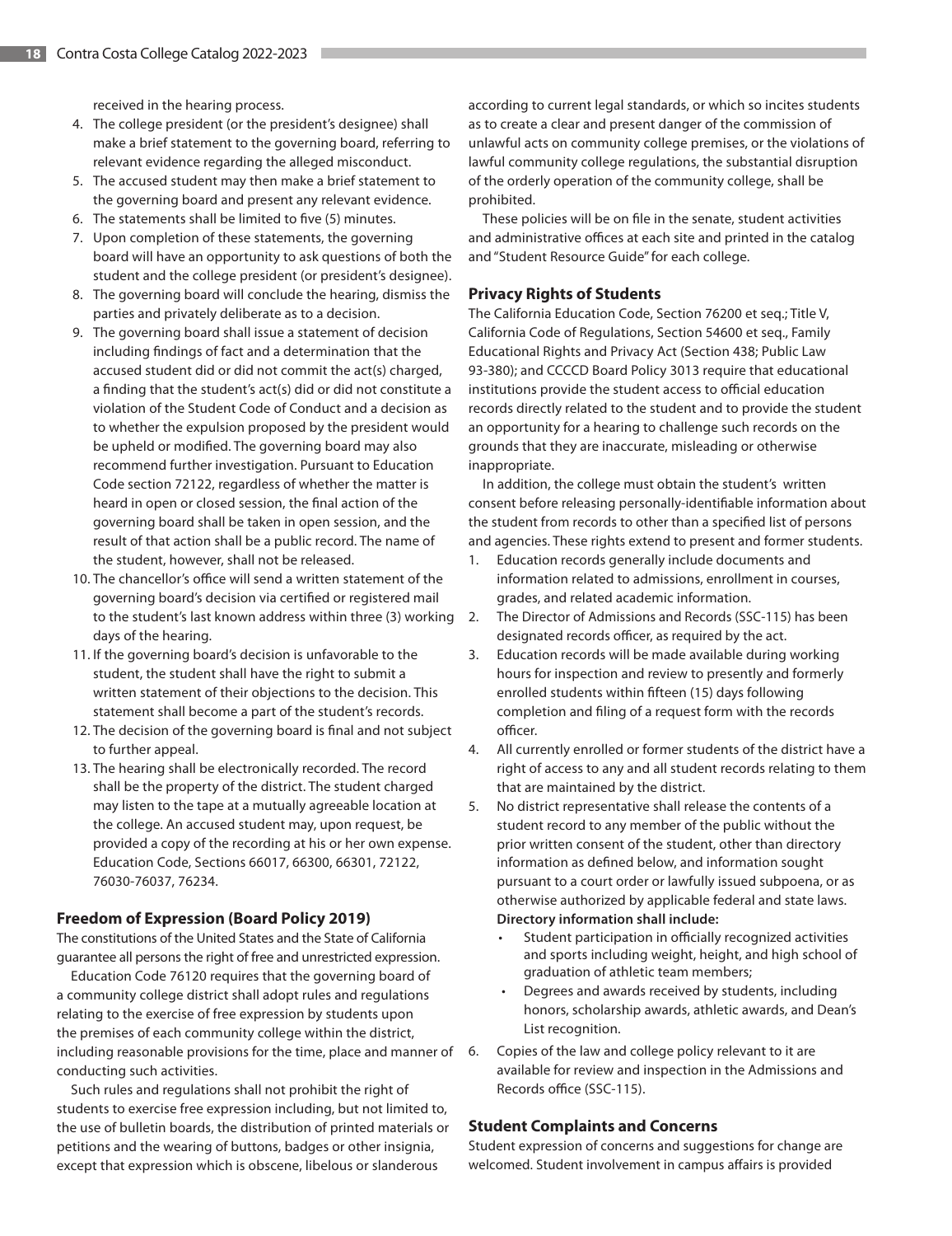received in the hearing process.

4. The college president (or the president's designee) shall make a brief statement to the governing board, referring to relevant evidence regarding the alleged misconduct.
5. The accused student may then make a brief statement to the governing board and present any relevant evidence.
6. The statements shall be limited to five (5) minutes.
7. Upon completion of these statements, the governing board will have an opportunity to ask questions of both the student and the college president (or president's designee).
8. The governing board will conclude the hearing, dismiss the parties and privately deliberate as to a decision.
9. The governing board shall issue a statement of decision including findings of fact and a determination that the accused student did or did not commit the act(s) charged, a finding that the student's act(s) did or did not constitute a violation of the Student Code of Conduct and a decision as to whether the expulsion proposed by the president would be upheld or modified. The governing board may also recommend further investigation. Pursuant to Education Code section 72122, regardless of whether the matter is heard in open or closed session, the final action of the governing board shall be taken in open session, and the result of that action shall be a public record. The name of the student, however, shall not be released.
10. The chancellor's office will send a written statement of the governing board's decision via certified or registered mail to the student's last known address within three (3) working days of the hearing.
11. If the governing board's decision is unfavorable to the student, the student shall have the right to submit a written statement of their objections to the decision. This statement shall become a part of the student's records.
12. The decision of the governing board is final and not subject to further appeal.
13. The hearing shall be electronically recorded. The record shall be the property of the district. The student charged may listen to the tape at a mutually agreeable location at the college. An accused student may, upon request, be provided a copy of the recording at his or her own expense. Education Code, Sections 66017, 66300, 66301, 72122, 76030-76037, 76234.

### Freedom of Expression (Board Policy 2019)

The constitutions of the United States and the State of California guarantee all persons the right of free and unrestricted expression.

Education Code 76120 requires that the governing board of a community college district shall adopt rules and regulations relating to the exercise of free expression by students upon the premises of each community college within the district, including reasonable provisions for the time, place and manner of conducting such activities.

Such rules and regulations shall not prohibit the right of students to exercise free expression including, but not limited to, the use of bulletin boards, the distribution of printed materials or petitions and the wearing of buttons, badges or other insignia, except that expression which is obscene, libelous or slanderous according to current legal standards, or which so incites students as to create a clear and present danger of the commission of unlawful acts on community college premises, or the violations of lawful community college regulations, the substantial disruption of the orderly operation of the community college, shall be prohibited.

These policies will be on file in the senate, student activities and administrative offices at each site and printed in the catalog and "Student Resource Guide" for each college.

### Privacy Rights of Students

The California Education Code, Section 76200 et seq.; Title V, California Code of Regulations, Section 54600 et seq., Family Educational Rights and Privacy Act (Section 438; Public Law 93-380); and CCCCD Board Policy 3013 require that educational institutions provide the student access to official education records directly related to the student and to provide the student an opportunity for a hearing to challenge such records on the grounds that they are inaccurate, misleading or otherwise inappropriate.

In addition, the college must obtain the student's written consent before releasing personally-identifiable information about the student from records to other than a specified list of persons and agencies. These rights extend to present and former students.

1. Education records generally include documents and information related to admissions, enrollment in courses, grades, and related academic information.
2. The Director of Admissions and Records (SSC-115) has been designated records officer, as required by the act.
3. Education records will be made available during working hours for inspection and review to presently and formerly enrolled students within fifteen (15) days following completion and filing of a request form with the records officer.
4. All currently enrolled or former students of the district have a right of access to any and all student records relating to them that are maintained by the district.
5. No district representative shall release the contents of a student record to any member of the public without the prior written consent of the student, other than directory information as defined below, and information sought pursuant to a court order or lawfully issued subpoena, or as otherwise authorized by applicable federal and state laws.
   **Directory information shall include:**
   - Student participation in officially recognized activities and sports including weight, height, and high school of graduation of athletic team members;
   - Degrees and awards received by students, including honors, scholarship awards, athletic awards, and Dean's List recognition.
6. Copies of the law and college policy relevant to it are available for review and inspection in the Admissions and Records office (SSC-115).

### Student Complaints and Concerns

Student expression of concerns and suggestions for change are welcomed. Student involvement in campus affairs is provided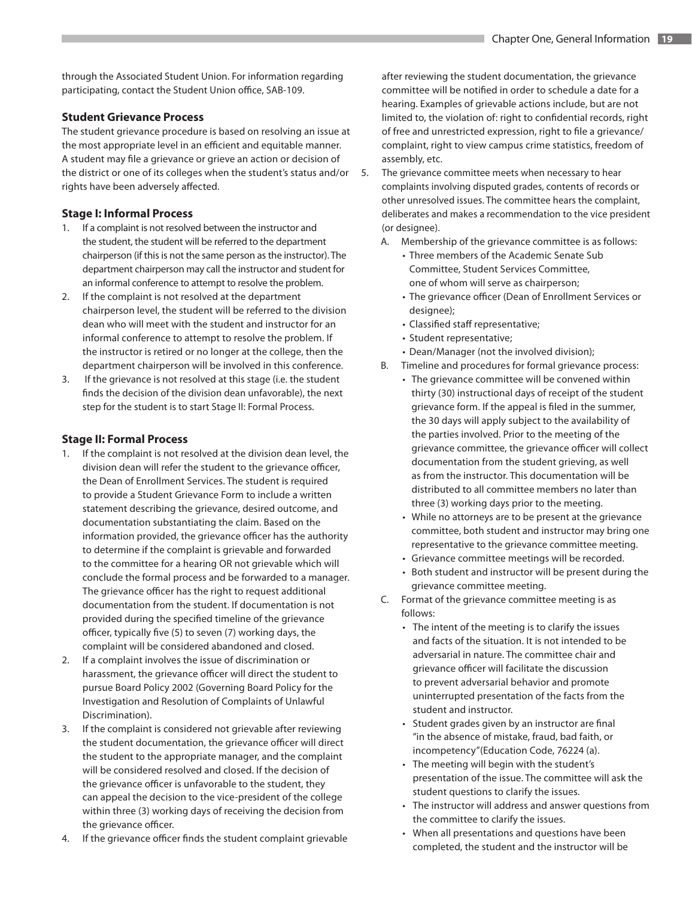through the Associated Student Union. For information regarding participating, contact the Student Union office, SAB-109.

### Student Grievance Process

The student grievance procedure is based on resolving an issue at the most appropriate level in an efficient and equitable manner. A student may file a grievance or grieve an action or decision of the district or one of its colleges when the student's status and/or rights have been adversely affected.

### Stage I: Informal Process

1. If a complaint is not resolved between the instructor and the student, the student will be referred to the department chairperson (if this is not the same person as the instructor). The department chairperson may call the instructor and student for an informal conference to attempt to resolve the problem.
2. If the complaint is not resolved at the department chairperson level, the student will be referred to the division dean who will meet with the student and instructor for an informal conference to attempt to resolve the problem. If the instructor is retired or no longer at the college, then the department chairperson will be involved in this conference.
3. If the grievance is not resolved at this stage (i.e. the student finds the decision of the division dean unfavorable), the next step for the student is to start Stage II: Formal Process.

### Stage II: Formal Process

1. If the complaint is not resolved at the division dean level, the division dean will refer the student to the grievance officer, the Dean of Enrollment Services. The student is required to provide a Student Grievance Form to include a written statement describing the grievance, desired outcome, and documentation substantiating the claim. Based on the information provided, the grievance officer has the authority to determine if the complaint is grievable and forwarded to the committee for a hearing OR not grievable which will conclude the formal process and be forwarded to a manager. The grievance officer has the right to request additional documentation from the student. If documentation is not provided during the specified timeline of the grievance officer, typically five (5) to seven (7) working days, the complaint will be considered abandoned and closed.
2. If a complaint involves the issue of discrimination or harassment, the grievance officer will direct the student to pursue Board Policy 2002 (Governing Board Policy for the Investigation and Resolution of Complaints of Unlawful Discrimination).
3. If the complaint is considered not grievable after reviewing the student documentation, the grievance officer will direct the student to the appropriate manager, and the complaint will be considered resolved and closed. If the decision of the grievance officer is unfavorable to the student, they can appeal the decision to the vice-president of the college within three (3) working days of receiving the decision from the grievance officer.
4. If the grievance officer finds the student complaint grievable after reviewing the student documentation, the grievance committee will be notified in order to schedule a date for a hearing. Examples of grievable actions include, but are not limited to, the violation of: right to confidential records, right of free and unrestricted expression, right to file a grievance/complaint, right to view campus crime statistics, freedom of assembly, etc.
5. The grievance committee meets when necessary to hear complaints involving disputed grades, contents of records or other unresolved issues. The committee hears the complaint, deliberates and makes a recommendation to the vice president (or designee).
   A. Membership of the grievance committee is as follows:
      - Three members of the Academic Senate Sub Committee, Student Services Committee, one of whom will serve as chairperson;
      - The grievance officer (Dean of Enrollment Services or designee);
      - Classified staff representative;
      - Student representative;
      - Dean/Manager (not the involved division);
   
   B. Timeline and procedures for formal grievance process:
      - The grievance committee will be convened within thirty (30) instructional days of receipt of the student grievance form. If the appeal is filed in the summer, the 30 days will apply subject to the availability of the parties involved. Prior to the meeting of the grievance committee, the grievance officer will collect documentation from the student grieving, as well as from the instructor. This documentation will be distributed to all committee members no later than three (3) working days prior to the meeting.
      - While no attorneys are to be present at the grievance committee, both student and instructor may bring one representative to the grievance committee meeting.
      - Grievance committee meetings will be recorded.
      - Both student and instructor will be present during the grievance committee meeting.
   
   C. Format of the grievance committee meeting is as follows:
      - The intent of the meeting is to clarify the issues and facts of the situation. It is not intended to be adversarial in nature. The committee chair and grievance officer will facilitate the discussion to prevent adversarial behavior and promote uninterrupted presentation of the facts from the student and instructor.
      - Student grades given by an instructor are final "in the absence of mistake, fraud, bad faith, or incompetency" (Education Code, 76224 (a).
      - The meeting will begin with the student's presentation of the issue. The committee will ask the student questions to clarify the issues.
      - The instructor will address and answer questions from the committee to clarify the issues.
      - When all presentations and questions have been completed, the student and the instructor will be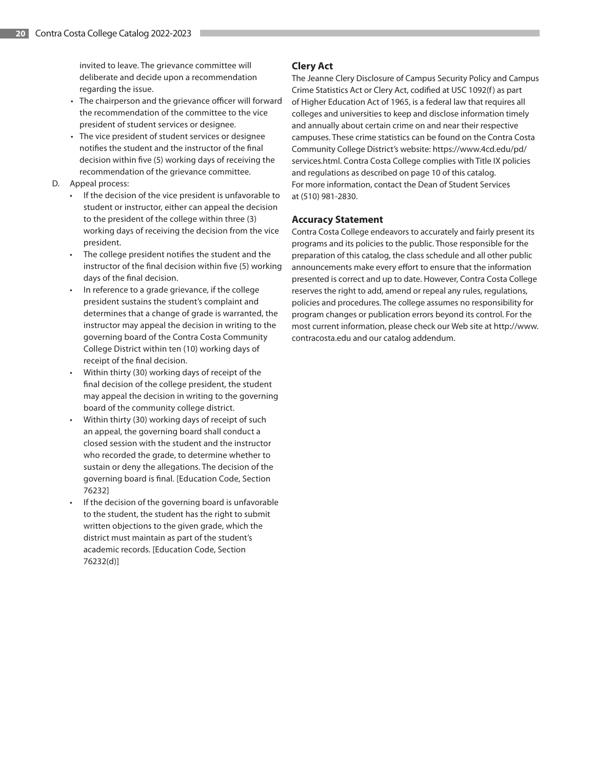invited to leave. The grievance committee will deliberate and decide upon a recommendation regarding the issue.

- The chairperson and the grievance officer will forward the recommendation of the committee to the vice president of student services or designee.
- The vice president of student services or designee notifies the student and the instructor of the final decision within five (5) working days of receiving the recommendation of the grievance committee.

D. Appeal process:

- If the decision of the vice president is unfavorable to student or instructor, either can appeal the decision to the president of the college within three (3) working days of receiving the decision from the vice president.
- The college president notifies the student and the instructor of the final decision within five (5) working days of the final decision.
- In reference to a grade grievance, if the college president sustains the student's complaint and determines that a change of grade is warranted, the instructor may appeal the decision in writing to the governing board of the Contra Costa Community College District within ten (10) working days of receipt of the final decision.
- Within thirty (30) working days of receipt of the final decision of the college president, the student may appeal the decision in writing to the governing board of the community college district.
- Within thirty (30) working days of receipt of such an appeal, the governing board shall conduct a closed session with the student and the instructor who recorded the grade, to determine whether to sustain or deny the allegations. The decision of the governing board is final. [Education Code, Section 76232]
- If the decision of the governing board is unfavorable to the student, the student has the right to submit written objections to the given grade, which the district must maintain as part of the student's academic records. [Education Code, Section 76232(d)]

### Clery Act

The Jeanne Clery Disclosure of Campus Security Policy and Campus Crime Statistics Act or Clery Act, codified at USC 1092(f) as part of Higher Education Act of 1965, is a federal law that requires all colleges and universities to keep and disclose information timely and annually about certain crime on and near their respective campuses. These crime statistics can be found on the Contra Costa Community College District's website: https://www.4cd.edu/pd/services.html. Contra Costa College complies with Title IX policies and regulations as described on page 10 of this catalog.
For more information, contact the Dean of Student Services at (510) 981-2830.

### Accuracy Statement

Contra Costa College endeavors to accurately and fairly present its programs and its policies to the public. Those responsible for the preparation of this catalog, the class schedule and all other public announcements make every effort to ensure that the information presented is correct and up to date. However, Contra Costa College reserves the right to add, amend or repeal any rules, regulations, policies and procedures. The college assumes no responsibility for program changes or publication errors beyond its control. For the most current information, please check our Web site at http://www.contracosta.edu and our catalog addendum.